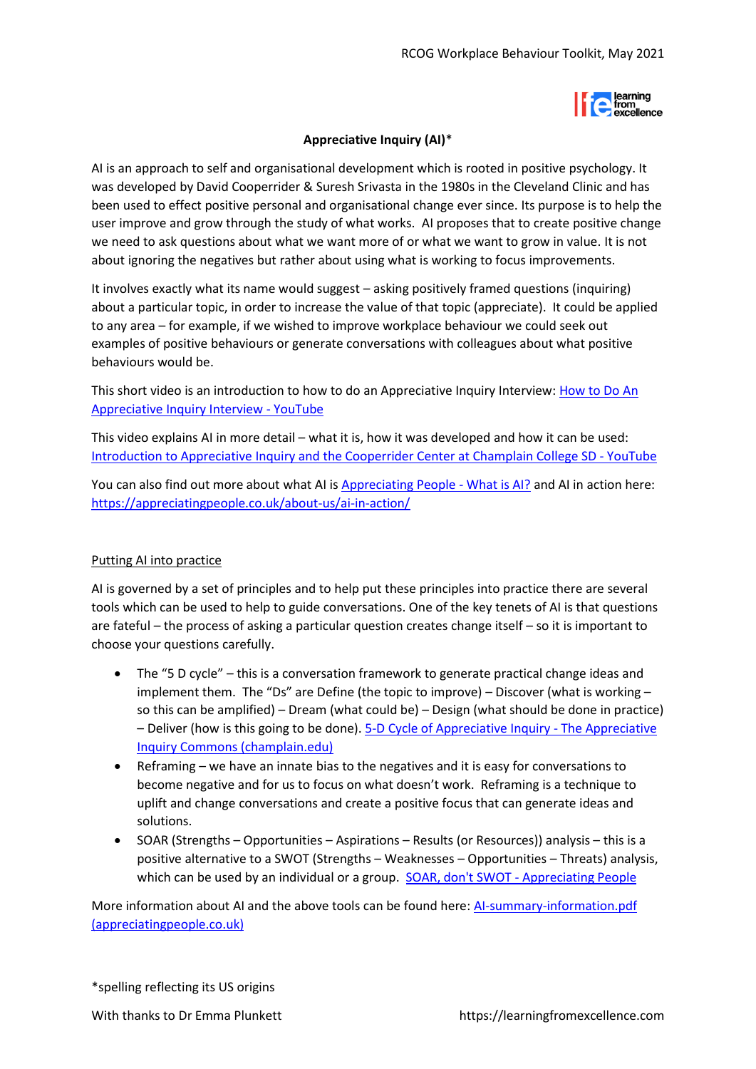# Appreciative Inquiry (AI)*

AI is an approach to self and organisational development which is rooted in positive psychology. It was developed by David Cooperrider & Suresh Srivasta in the 1980s in the Cleveland Clinic and has been used to effect positive personal and organisational change ever since. Its purpose is to help the user improve and grow through the study of what works. AI proposes that to create positive change we need to ask questions about what we want more of or what we want to grow in value. It is not about ignoring the negatives but rather about using what is working to focus improvements.

It involves exactly what its name would suggest – asking positively framed questions (inquiring) about a particular topic, in order to increase the value of that topic (appreciate). It could be applied to any area – for example, if we wished to improve workplace behaviour we could seek out examples of positive behaviours or generate conversations with colleagues about what positive behaviours would be.

This short video is an introduction to how to do an Appreciative Inquiry Interview: How to Do An Appreciative Inquiry Interview - YouTube

This video explains AI in more detail – what it is, how it was developed and how it can be used: Introduction to Appreciative Inquiry and the Cooperrider Center at Champlain College SD - YouTube

You can also find out more about what AI is Appreciating People - What is AI? and AI in action here: https://appreciatingpeople.co.uk/about-us/ai-in-action/

## Putting AI into practice

AI is governed by a set of principles and to help put these principles into practice there are several tools which can be used to help to guide conversations. One of the key tenets of AI is that questions are fateful – the process of asking a particular question creates change itself – so it is important to choose your questions carefully.

- The "5 D cycle" – this is a conversation framework to generate practical change ideas and implement them. The "Ds" are Define (the topic to improve) – Discover (what is working – so this can be amplified) – Dream (what could be) – Design (what should be done in practice) – Deliver (how is this going to be done). 5-D Cycle of Appreciative Inquiry - The Appreciative Inquiry Commons (champlain.edu)
- Reframing – we have an innate bias to the negatives and it is easy for conversations to become negative and for us to focus on what doesn't work. Reframing is a technique to uplift and change conversations and create a positive focus that can generate ideas and solutions.
- SOAR (Strengths – Opportunities – Aspirations – Results (or Resources)) analysis – this is a positive alternative to a SWOT (Strengths – Weaknesses – Opportunities – Threats) analysis, which can be used by an individual or a group. SOAR, don't SWOT - Appreciating People

More information about AI and the above tools can be found here: AI-summary-information.pdf (appreciatingpeople.co.uk)

*spelling reflecting its US origins

With thanks to Dr Emma Plunkett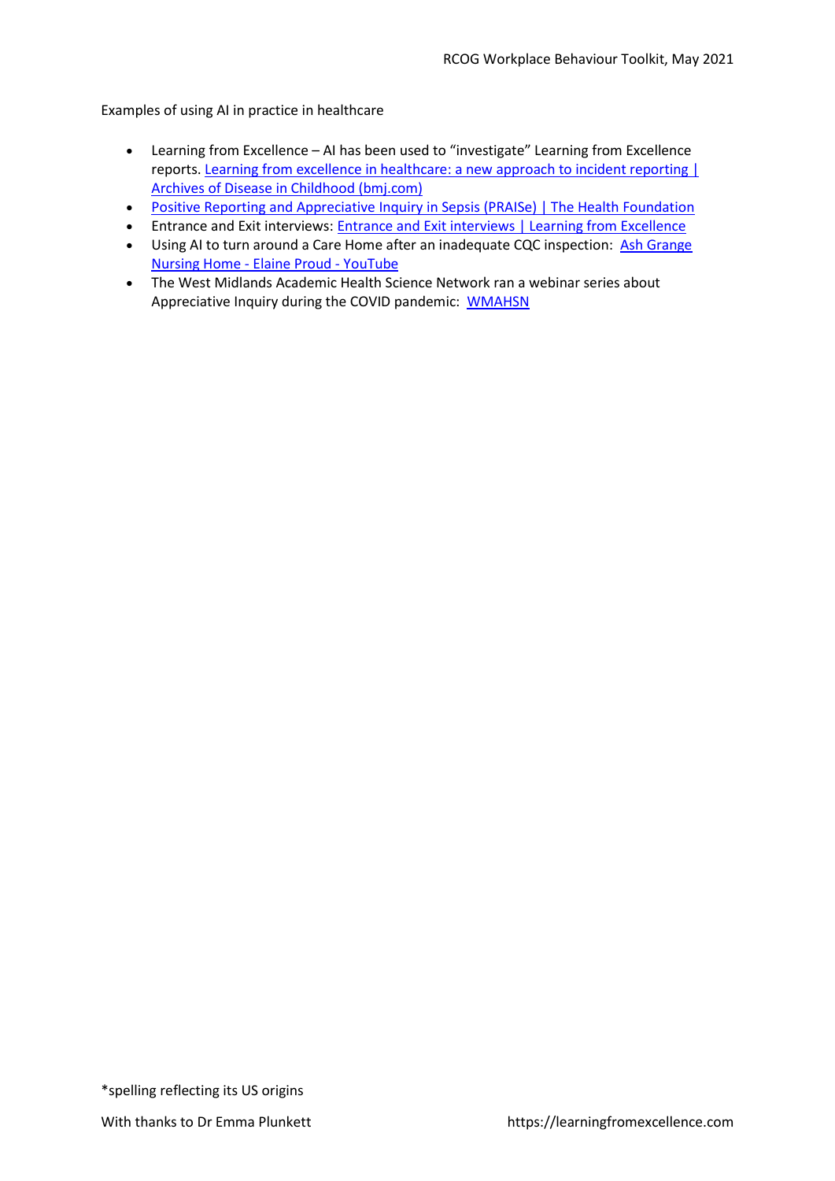Examples of using AI in practice in healthcare

- Learning from Excellence – AI has been used to "investigate" Learning from Excellence reports. Learning from excellence in healthcare: a new approach to incident reporting | Archives of Disease in Childhood (bmj.com)
- Positive Reporting and Appreciative Inquiry in Sepsis (PRAISe) | The Health Foundation
- Entrance and Exit interviews: Entrance and Exit interviews | Learning from Excellence
- Using AI to turn around a Care Home after an inadequate CQC inspection: Ash Grange Nursing Home - Elaine Proud - YouTube
- The West Midlands Academic Health Science Network ran a webinar series about Appreciative Inquiry during the COVID pandemic: WMAHSN

*spelling reflecting its US origins

With thanks to Dr Emma Plunkett

https://learningfromexcellence.com